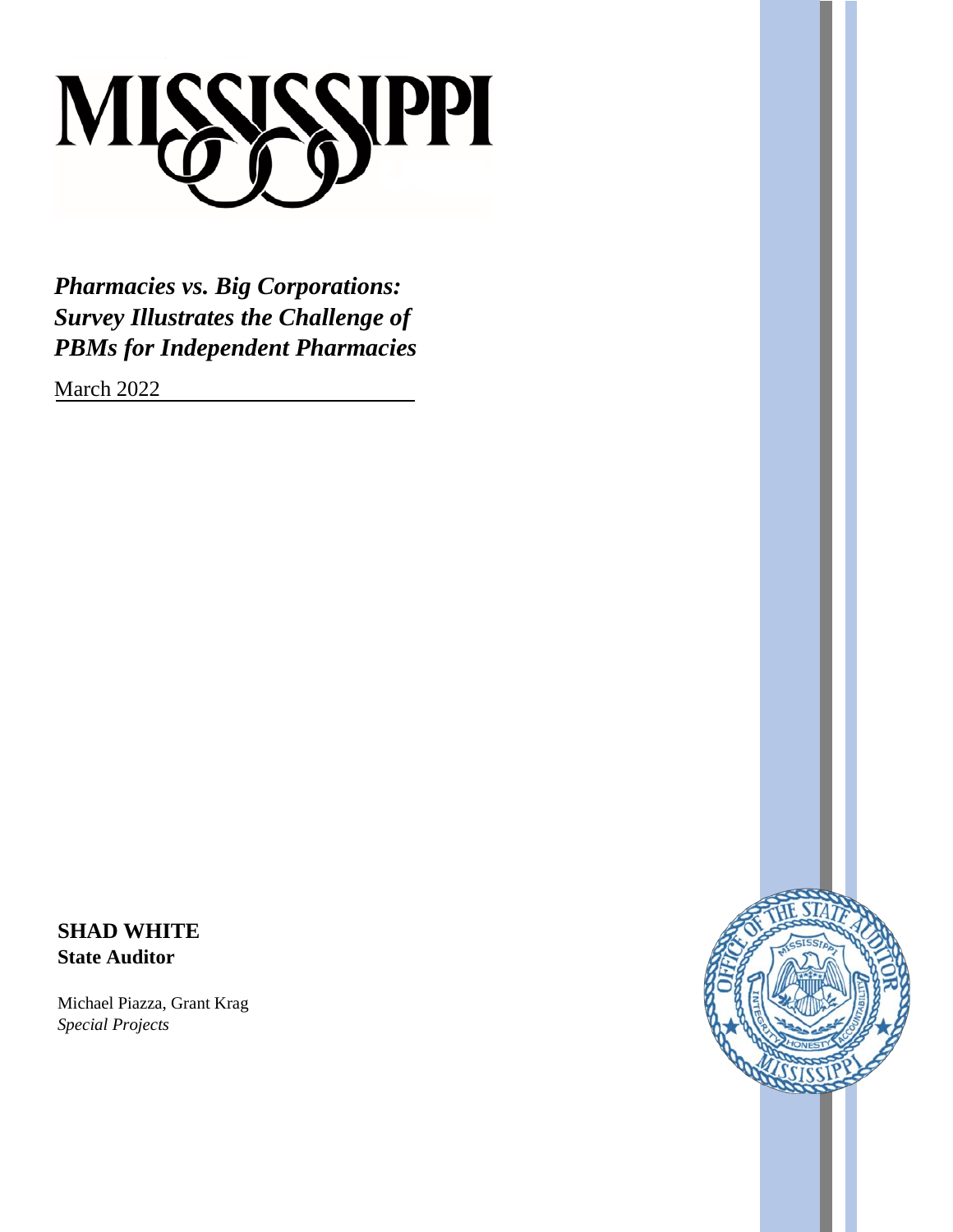MISSISSIPPI

# *Pharmacies vs. Big Corporations: Survey Illustrates the Challenge of PBMs for Independent Pharmacies*

March 2022

**SHAD WHITE**
**State Auditor**

Michael Piazza, Grant Krag
*Special Projects*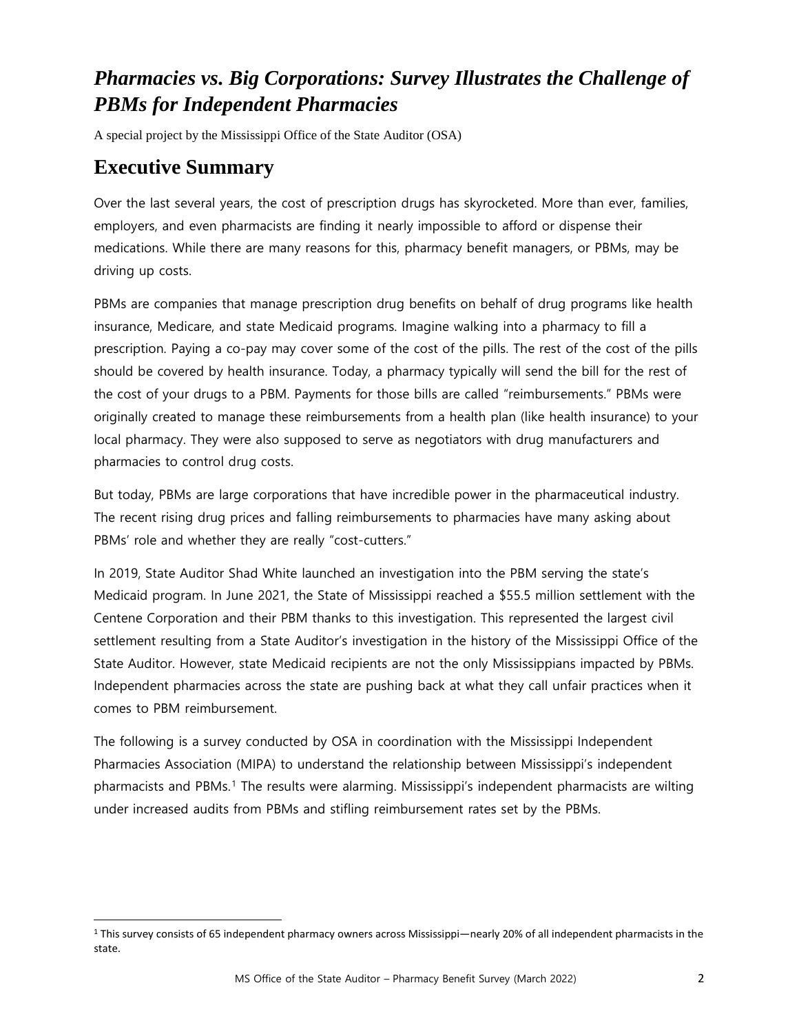# *Pharmacies vs. Big Corporations: Survey Illustrates the Challenge of PBMs for Independent Pharmacies*

A special project by the Mississippi Office of the State Auditor (OSA)

## Executive Summary

Over the last several years, the cost of prescription drugs has skyrocketed. More than ever, families, employers, and even pharmacists are finding it nearly impossible to afford or dispense their medications. While there are many reasons for this, pharmacy benefit managers, or PBMs, may be driving up costs.

PBMs are companies that manage prescription drug benefits on behalf of drug programs like health insurance, Medicare, and state Medicaid programs. Imagine walking into a pharmacy to fill a prescription. Paying a co-pay may cover some of the cost of the pills. The rest of the cost of the pills should be covered by health insurance. Today, a pharmacy typically will send the bill for the rest of the cost of your drugs to a PBM. Payments for those bills are called "reimbursements." PBMs were originally created to manage these reimbursements from a health plan (like health insurance) to your local pharmacy. They were also supposed to serve as negotiators with drug manufacturers and pharmacies to control drug costs.

But today, PBMs are large corporations that have incredible power in the pharmaceutical industry. The recent rising drug prices and falling reimbursements to pharmacies have many asking about PBMs' role and whether they are really "cost-cutters."

In 2019, State Auditor Shad White launched an investigation into the PBM serving the state's Medicaid program. In June 2021, the State of Mississippi reached a $55.5 million settlement with the Centene Corporation and their PBM thanks to this investigation. This represented the largest civil settlement resulting from a State Auditor's investigation in the history of the Mississippi Office of the State Auditor. However, state Medicaid recipients are not the only Mississippians impacted by PBMs. Independent pharmacies across the state are pushing back at what they call unfair practices when it comes to PBM reimbursement.

The following is a survey conducted by OSA in coordination with the Mississippi Independent Pharmacies Association (MIPA) to understand the relationship between Mississippi's independent pharmacists and PBMs.[1] The results were alarming. Mississippi's independent pharmacists are wilting under increased audits from PBMs and stifling reimbursement rates set by the PBMs.

---

[1] This survey consists of 65 independent pharmacy owners across Mississippi—nearly 20% of all independent pharmacists in the state.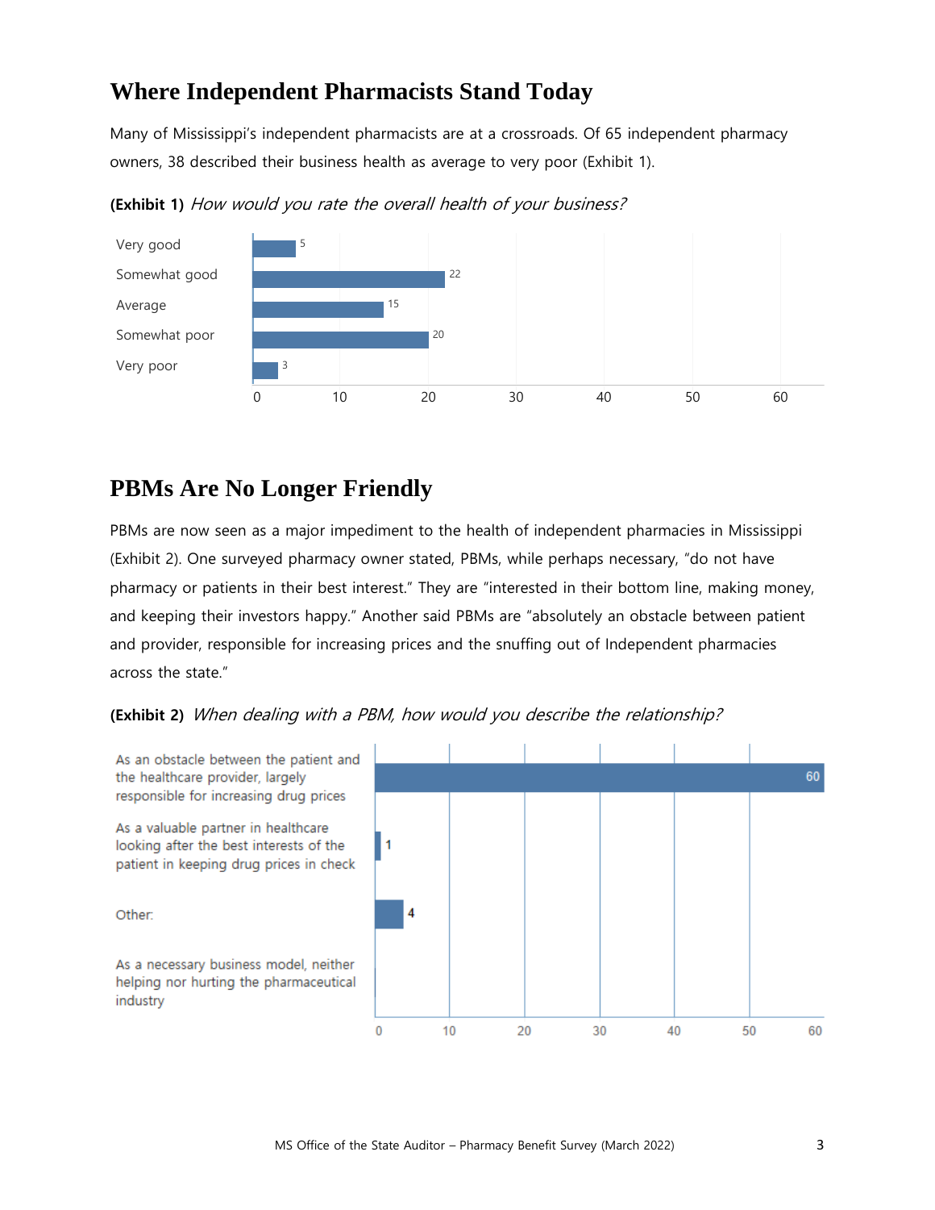## Where Independent Pharmacists Stand Today

Many of Mississippi's independent pharmacists are at a crossroads. Of 65 independent pharmacy owners, 38 described their business health as average to very poor (Exhibit 1).

**(Exhibit 1)** *How would you rate the overall health of your business?*

| Response | Count |
| --- | --- |
| Very good | 5 |
| Somewhat good | 22 |
| Average | 15 |
| Somewhat poor | 20 |
| Very poor | 3 |

## PBMs Are No Longer Friendly

PBMs are now seen as a major impediment to the health of independent pharmacies in Mississippi (Exhibit 2). One surveyed pharmacy owner stated, PBMs, while perhaps necessary, "do not have pharmacy or patients in their best interest." They are "interested in their bottom line, making money, and keeping their investors happy." Another said PBMs are "absolutely an obstacle between patient and provider, responsible for increasing prices and the snuffing out of Independent pharmacies across the state."

**(Exhibit 2)** *When dealing with a PBM, how would you describe the relationship?*

| Response | Count |
| --- | --- |
| As an obstacle between the patient and the healthcare provider, largely responsible for increasing drug prices | 60 |
| As a valuable partner in healthcare looking after the best interests of the patient in keeping drug prices in check | 1 |
| Other: | 4 |
| As a necessary business model, neither helping nor hurting the pharmaceutical industry | |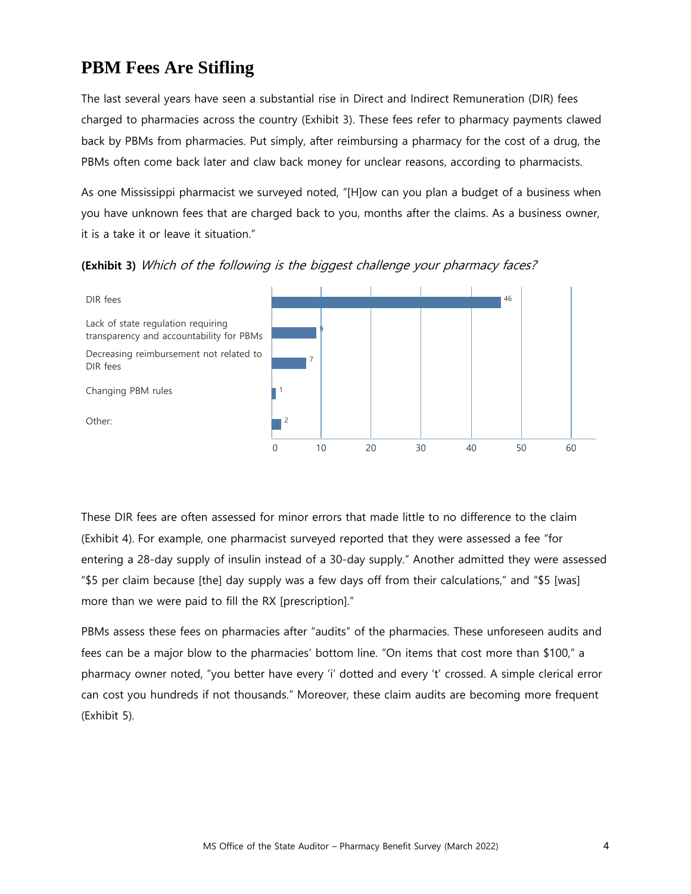## PBM Fees Are Stifling

The last several years have seen a substantial rise in Direct and Indirect Remuneration (DIR) fees charged to pharmacies across the country (Exhibit 3). These fees refer to pharmacy payments clawed back by PBMs from pharmacies. Put simply, after reimbursing a pharmacy for the cost of a drug, the PBMs often come back later and claw back money for unclear reasons, according to pharmacists.

As one Mississippi pharmacist we surveyed noted, "[H]ow can you plan a budget of a business when you have unknown fees that are charged back to you, months after the claims. As a business owner, it is a take it or leave it situation."

**(Exhibit 3)** *Which of the following is the biggest challenge your pharmacy faces?*

| Response | Count |
| --- | --- |
| DIR fees | 46 |
| Lack of state regulation requiring transparency and accountability for PBMs | 9 |
| Decreasing reimbursement not related to DIR fees | 7 |
| Changing PBM rules | 1 |
| Other: | 2 |

These DIR fees are often assessed for minor errors that made little to no difference to the claim (Exhibit 4). For example, one pharmacist surveyed reported that they were assessed a fee "for entering a 28-day supply of insulin instead of a 30-day supply." Another admitted they were assessed "$5 per claim because [the] day supply was a few days off from their calculations," and "$5 [was] more than we were paid to fill the RX [prescription]."

PBMs assess these fees on pharmacies after "audits" of the pharmacies. These unforeseen audits and fees can be a major blow to the pharmacies' bottom line. "On items that cost more than $100," a pharmacy owner noted, "you better have every 'i' dotted and every 't' crossed. A simple clerical error can cost you hundreds if not thousands." Moreover, these claim audits are becoming more frequent (Exhibit 5).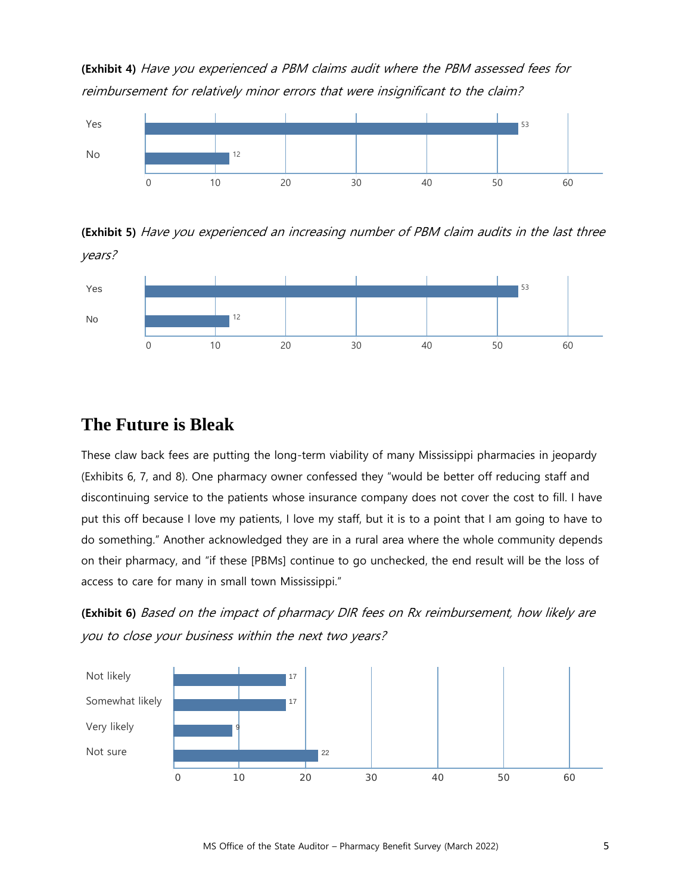**(Exhibit 4)** *Have you experienced a PBM claims audit where the PBM assessed fees for reimbursement for relatively minor errors that were insignificant to the claim?*

| Response | Count |
| --- | --- |
| Yes | 53 |
| No | 12 |

**(Exhibit 5)** *Have you experienced an increasing number of PBM claim audits in the last three years?*

| Response | Count |
| --- | --- |
| Yes | 53 |
| No | 12 |

## The Future is Bleak

These claw back fees are putting the long-term viability of many Mississippi pharmacies in jeopardy (Exhibits 6, 7, and 8). One pharmacy owner confessed they "would be better off reducing staff and discontinuing service to the patients whose insurance company does not cover the cost to fill. I have put this off because I love my patients, I love my staff, but it is to a point that I am going to have to do something." Another acknowledged they are in a rural area where the whole community depends on their pharmacy, and "if these [PBMs] continue to go unchecked, the end result will be the loss of access to care for many in small town Mississippi."

**(Exhibit 6)** *Based on the impact of pharmacy DIR fees on Rx reimbursement, how likely are you to close your business within the next two years?*

| Response | Count |
| --- | --- |
| Not likely | 17 |
| Somewhat likely | 17 |
| Very likely | 9 |
| Not sure | 22 |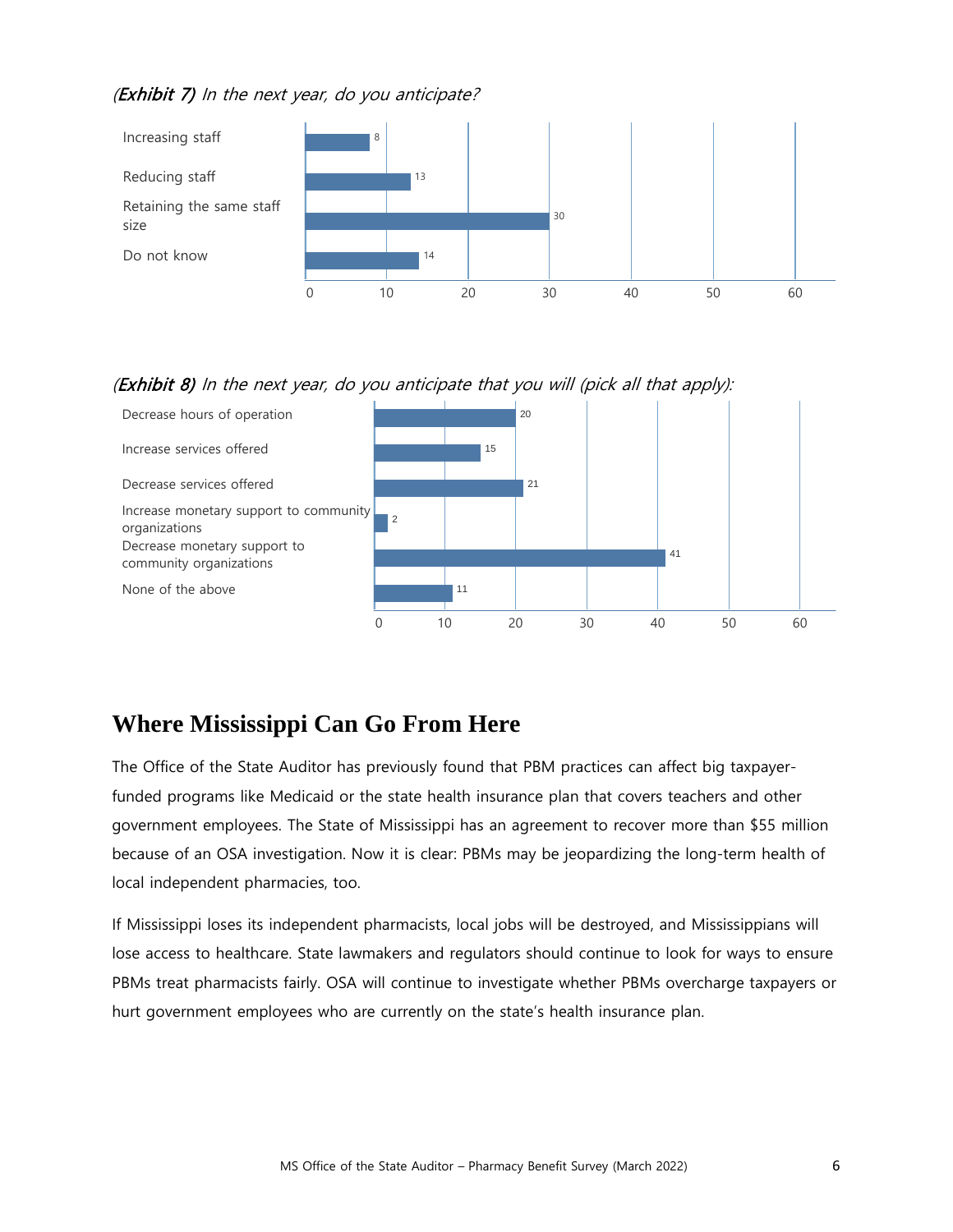*(**Exhibit 7**) In the next year, do you anticipate?*

Increasing staff
8
Reducing staff
13
Retaining the same staff size
30
Do not know
14

0 10 20 30 40 50 60

*(**Exhibit 8**) In the next year, do you anticipate that you will (pick all that apply):*

Decrease hours of operation
20
Increase services offered
15
Decrease services offered
21
Increase monetary support to community organizations
2
Decrease monetary support to community organizations
41
None of the above
11

0 10 20 30 40 50 60

## Where Mississippi Can Go From Here

The Office of the State Auditor has previously found that PBM practices can affect big taxpayer-funded programs like Medicaid or the state health insurance plan that covers teachers and other government employees. The State of Mississippi has an agreement to recover more than $55 million because of an OSA investigation. Now it is clear: PBMs may be jeopardizing the long-term health of local independent pharmacies, too.

If Mississippi loses its independent pharmacists, local jobs will be destroyed, and Mississippians will lose access to healthcare. State lawmakers and regulators should continue to look for ways to ensure PBMs treat pharmacists fairly. OSA will continue to investigate whether PBMs overcharge taxpayers or hurt government employees who are currently on the state's health insurance plan.